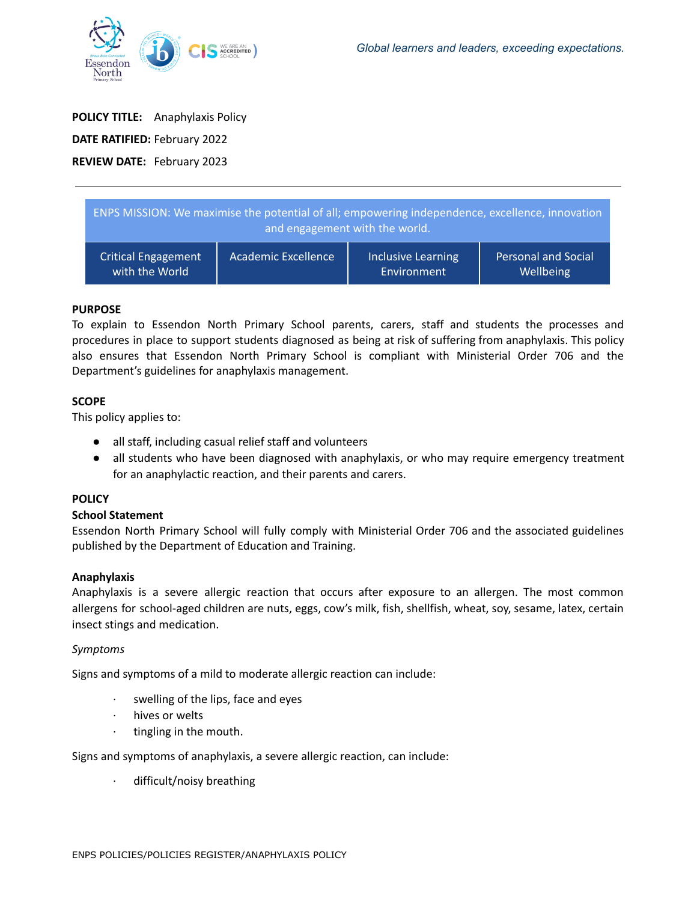Global learners and leaders, exceeding expectations.

**POLICY TITLE:** Anaphylaxis Policy

**DATE RATIFIED:** February 2022

**REVIEW DATE:** February 2023

| ENPS MISSION: We maximise the potential of all; empowering independence, excellence, innovation and engagement with the world. | | | |
|---|---|---|---|
| Critical Engagement with the World | Academic Excellence | Inclusive Learning Environment | Personal and Social Wellbeing |

**PURPOSE**

To explain to Essendon North Primary School parents, carers, staff and students the processes and procedures in place to support students diagnosed as being at risk of suffering from anaphylaxis. This policy also ensures that Essendon North Primary School is compliant with Ministerial Order 706 and the Department's guidelines for anaphylaxis management.

**SCOPE**

This policy applies to:

- all staff, including casual relief staff and volunteers
- all students who have been diagnosed with anaphylaxis, or who may require emergency treatment for an anaphylactic reaction, and their parents and carers.

**POLICY**

**School Statement**

Essendon North Primary School will fully comply with Ministerial Order 706 and the associated guidelines published by the Department of Education and Training.

**Anaphylaxis**

Anaphylaxis is a severe allergic reaction that occurs after exposure to an allergen. The most common allergens for school-aged children are nuts, eggs, cow's milk, fish, shellfish, wheat, soy, sesame, latex, certain insect stings and medication.

*Symptoms*

Signs and symptoms of a mild to moderate allergic reaction can include:

- swelling of the lips, face and eyes
- hives or welts
- tingling in the mouth.

Signs and symptoms of anaphylaxis, a severe allergic reaction, can include:

- difficult/noisy breathing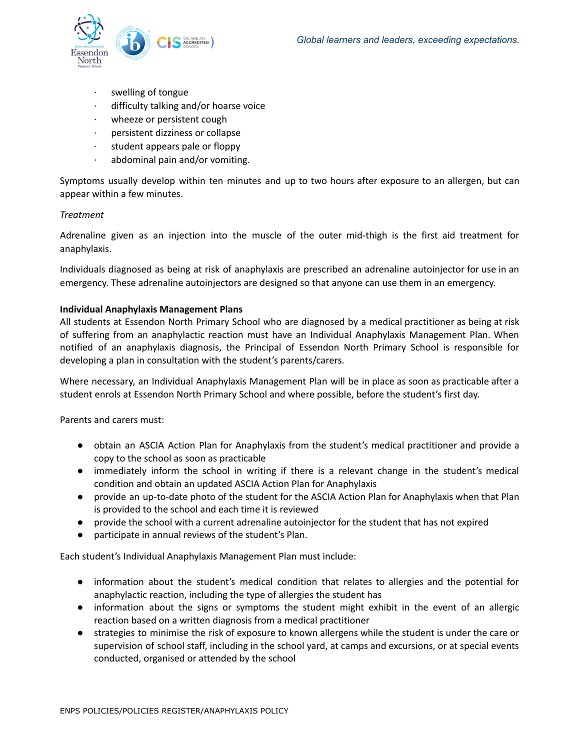- swelling of tongue
- difficulty talking and/or hoarse voice
- wheeze or persistent cough
- persistent dizziness or collapse
- student appears pale or floppy
- abdominal pain and/or vomiting.

Symptoms usually develop within ten minutes and up to two hours after exposure to an allergen, but can appear within a few minutes.

*Treatment*

Adrenaline given as an injection into the muscle of the outer mid-thigh is the first aid treatment for anaphylaxis.

Individuals diagnosed as being at risk of anaphylaxis are prescribed an adrenaline autoinjector for use in an emergency. These adrenaline autoinjectors are designed so that anyone can use them in an emergency.

**Individual Anaphylaxis Management Plans**

All students at Essendon North Primary School who are diagnosed by a medical practitioner as being at risk of suffering from an anaphylactic reaction must have an Individual Anaphylaxis Management Plan. When notified of an anaphylaxis diagnosis, the Principal of Essendon North Primary School is responsible for developing a plan in consultation with the student's parents/carers.

Where necessary, an Individual Anaphylaxis Management Plan will be in place as soon as practicable after a student enrols at Essendon North Primary School and where possible, before the student's first day.

Parents and carers must:

- obtain an ASCIA Action Plan for Anaphylaxis from the student's medical practitioner and provide a copy to the school as soon as practicable
- immediately inform the school in writing if there is a relevant change in the student's medical condition and obtain an updated ASCIA Action Plan for Anaphylaxis
- provide an up-to-date photo of the student for the ASCIA Action Plan for Anaphylaxis when that Plan is provided to the school and each time it is reviewed
- provide the school with a current adrenaline autoinjector for the student that has not expired
- participate in annual reviews of the student's Plan.

Each student's Individual Anaphylaxis Management Plan must include:

- information about the student's medical condition that relates to allergies and the potential for anaphylactic reaction, including the type of allergies the student has
- information about the signs or symptoms the student might exhibit in the event of an allergic reaction based on a written diagnosis from a medical practitioner
- strategies to minimise the risk of exposure to known allergens while the student is under the care or supervision of school staff, including in the school yard, at camps and excursions, or at special events conducted, organised or attended by the school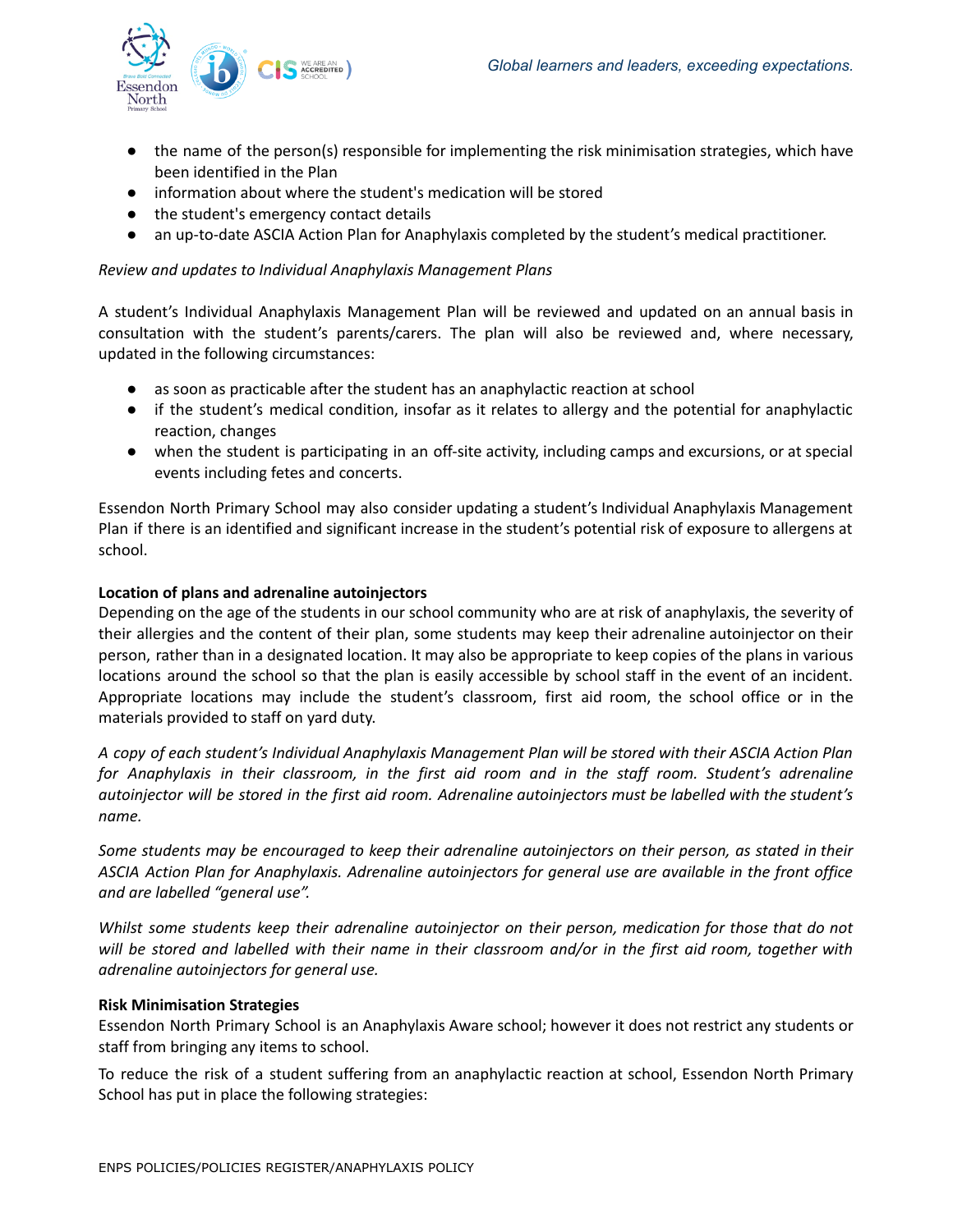- the name of the person(s) responsible for implementing the risk minimisation strategies, which have been identified in the Plan
- information about where the student's medication will be stored
- the student's emergency contact details
- an up-to-date ASCIA Action Plan for Anaphylaxis completed by the student's medical practitioner.

*Review and updates to Individual Anaphylaxis Management Plans*

A student's Individual Anaphylaxis Management Plan will be reviewed and updated on an annual basis in consultation with the student's parents/carers. The plan will also be reviewed and, where necessary, updated in the following circumstances:

- as soon as practicable after the student has an anaphylactic reaction at school
- if the student's medical condition, insofar as it relates to allergy and the potential for anaphylactic reaction, changes
- when the student is participating in an off-site activity, including camps and excursions, or at special events including fetes and concerts.

Essendon North Primary School may also consider updating a student's Individual Anaphylaxis Management Plan if there is an identified and significant increase in the student's potential risk of exposure to allergens at school.

**Location of plans and adrenaline autoinjectors**

Depending on the age of the students in our school community who are at risk of anaphylaxis, the severity of their allergies and the content of their plan, some students may keep their adrenaline autoinjector on their person, rather than in a designated location. It may also be appropriate to keep copies of the plans in various locations around the school so that the plan is easily accessible by school staff in the event of an incident. Appropriate locations may include the student's classroom, first aid room, the school office or in the materials provided to staff on yard duty.

*A copy of each student's Individual Anaphylaxis Management Plan will be stored with their ASCIA Action Plan for Anaphylaxis in their classroom, in the first aid room and in the staff room. Student's adrenaline autoinjector will be stored in the first aid room. Adrenaline autoinjectors must be labelled with the student's name.*

*Some students may be encouraged to keep their adrenaline autoinjectors on their person, as stated in their ASCIA Action Plan for Anaphylaxis. Adrenaline autoinjectors for general use are available in the front office and are labelled "general use".*

*Whilst some students keep their adrenaline autoinjector on their person, medication for those that do not will be stored and labelled with their name in their classroom and/or in the first aid room, together with adrenaline autoinjectors for general use.*

**Risk Minimisation Strategies**

Essendon North Primary School is an Anaphylaxis Aware school; however it does not restrict any students or staff from bringing any items to school.

To reduce the risk of a student suffering from an anaphylactic reaction at school, Essendon North Primary School has put in place the following strategies: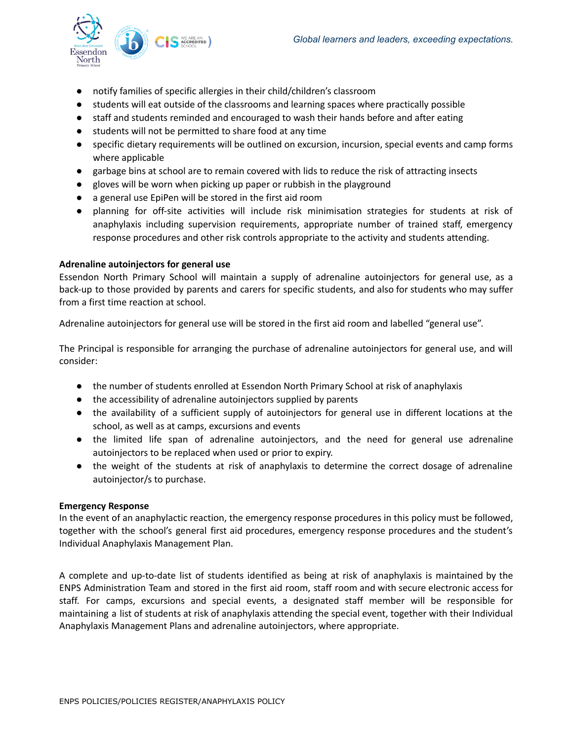- notify families of specific allergies in their child/children's classroom
- students will eat outside of the classrooms and learning spaces where practically possible
- staff and students reminded and encouraged to wash their hands before and after eating
- students will not be permitted to share food at any time
- specific dietary requirements will be outlined on excursion, incursion, special events and camp forms where applicable
- garbage bins at school are to remain covered with lids to reduce the risk of attracting insects
- gloves will be worn when picking up paper or rubbish in the playground
- a general use EpiPen will be stored in the first aid room
- planning for off-site activities will include risk minimisation strategies for students at risk of anaphylaxis including supervision requirements, appropriate number of trained staff, emergency response procedures and other risk controls appropriate to the activity and students attending.

**Adrenaline autoinjectors for general use**

Essendon North Primary School will maintain a supply of adrenaline autoinjectors for general use, as a back-up to those provided by parents and carers for specific students, and also for students who may suffer from a first time reaction at school.

Adrenaline autoinjectors for general use will be stored in the first aid room and labelled "general use".

The Principal is responsible for arranging the purchase of adrenaline autoinjectors for general use, and will consider:

- the number of students enrolled at Essendon North Primary School at risk of anaphylaxis
- the accessibility of adrenaline autoinjectors supplied by parents
- the availability of a sufficient supply of autoinjectors for general use in different locations at the school, as well as at camps, excursions and events
- the limited life span of adrenaline autoinjectors, and the need for general use adrenaline autoinjectors to be replaced when used or prior to expiry.
- the weight of the students at risk of anaphylaxis to determine the correct dosage of adrenaline autoinjector/s to purchase.

**Emergency Response**

In the event of an anaphylactic reaction, the emergency response procedures in this policy must be followed, together with the school's general first aid procedures, emergency response procedures and the student's Individual Anaphylaxis Management Plan.

A complete and up-to-date list of students identified as being at risk of anaphylaxis is maintained by the ENPS Administration Team and stored in the first aid room, staff room and with secure electronic access for staff. For camps, excursions and special events, a designated staff member will be responsible for maintaining a list of students at risk of anaphylaxis attending the special event, together with their Individual Anaphylaxis Management Plans and adrenaline autoinjectors, where appropriate.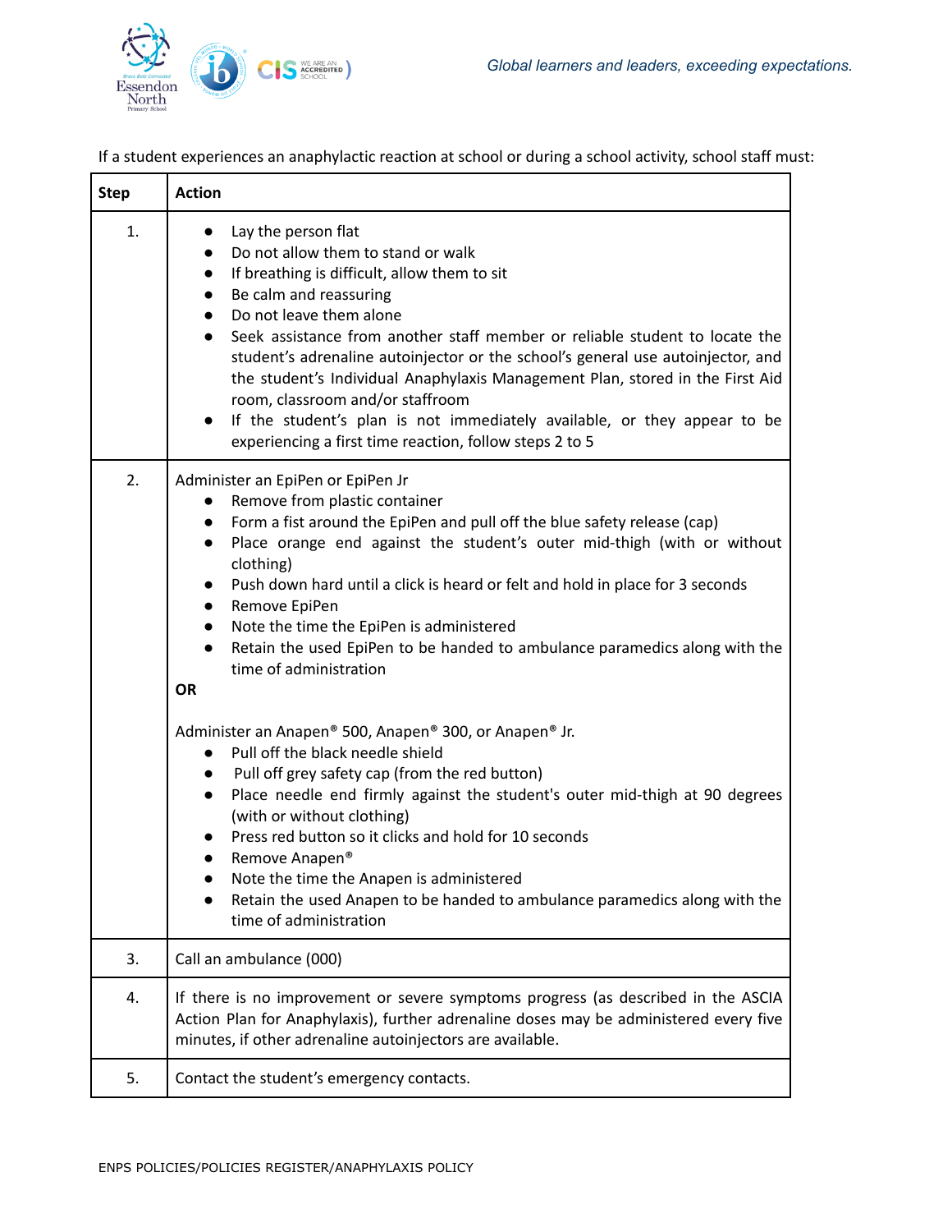If a student experiences an anaphylactic reaction at school or during a school activity, school staff must:

| Step | Action |
|---|---|
| 1. | • Lay the person flat<br>• Do not allow them to stand or walk<br>• If breathing is difficult, allow them to sit<br>• Be calm and reassuring<br>• Do not leave them alone<br>• Seek assistance from another staff member or reliable student to locate the student's adrenaline autoinjector or the school's general use autoinjector, and the student's Individual Anaphylaxis Management Plan, stored in the First Aid room, classroom and/or staffroom<br>• If the student's plan is not immediately available, or they appear to be experiencing a first time reaction, follow steps 2 to 5 |
| 2. | Administer an EpiPen or EpiPen Jr<br>• Remove from plastic container<br>• Form a fist around the EpiPen and pull off the blue safety release (cap)<br>• Place orange end against the student's outer mid-thigh (with or without clothing)<br>• Push down hard until a click is heard or felt and hold in place for 3 seconds<br>• Remove EpiPen<br>• Note the time the EpiPen is administered<br>• Retain the used EpiPen to be handed to ambulance paramedics along with the time of administration<br>**OR**<br>Administer an Anapen® 500, Anapen® 300, or Anapen® Jr.<br>• Pull off the black needle shield<br>• Pull off grey safety cap (from the red button)<br>• Place needle end firmly against the student's outer mid-thigh at 90 degrees (with or without clothing)<br>• Press red button so it clicks and hold for 10 seconds<br>• Remove Anapen®<br>• Note the time the Anapen is administered<br>• Retain the used Anapen to be handed to ambulance paramedics along with the time of administration |
| 3. | Call an ambulance (000) |
| 4. | If there is no improvement or severe symptoms progress (as described in the ASCIA Action Plan for Anaphylaxis), further adrenaline doses may be administered every five minutes, if other adrenaline autoinjectors are available. |
| 5. | Contact the student's emergency contacts. |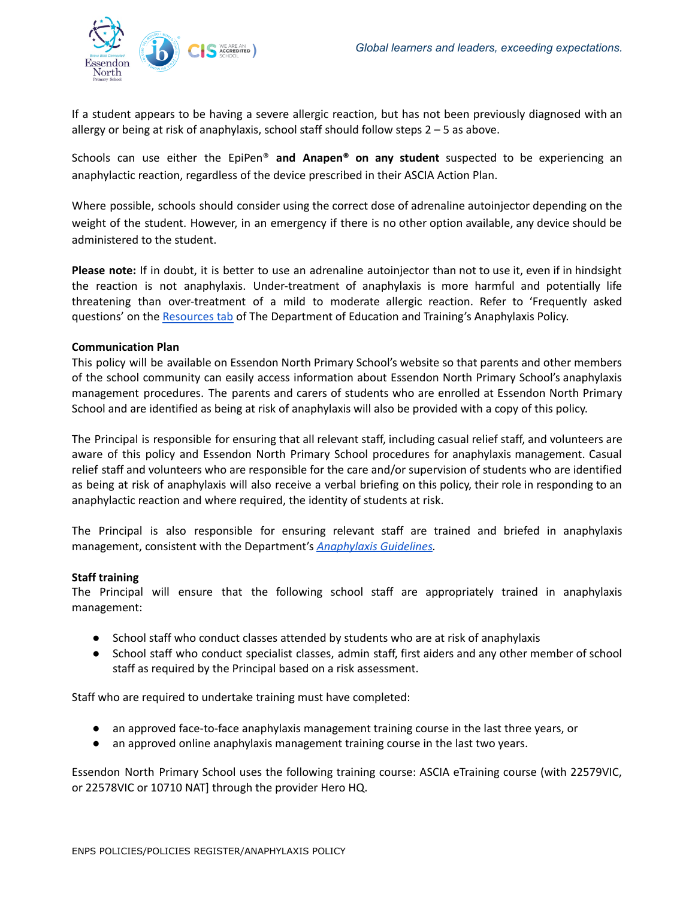If a student appears to be having a severe allergic reaction, but has not been previously diagnosed with an allergy or being at risk of anaphylaxis, school staff should follow steps 2 – 5 as above.

Schools can use either the EpiPen® **and Anapen® on any student** suspected to be experiencing an anaphylactic reaction, regardless of the device prescribed in their ASCIA Action Plan.

Where possible, schools should consider using the correct dose of adrenaline autoinjector depending on the weight of the student. However, in an emergency if there is no other option available, any device should be administered to the student.

**Please note:** If in doubt, it is better to use an adrenaline autoinjector than not to use it, even if in hindsight the reaction is not anaphylaxis. Under-treatment of anaphylaxis is more harmful and potentially life threatening than over-treatment of a mild to moderate allergic reaction. Refer to 'Frequently asked questions' on the Resources tab of The Department of Education and Training's Anaphylaxis Policy.

**Communication Plan**

This policy will be available on Essendon North Primary School's website so that parents and other members of the school community can easily access information about Essendon North Primary School's anaphylaxis management procedures. The parents and carers of students who are enrolled at Essendon North Primary School and are identified as being at risk of anaphylaxis will also be provided with a copy of this policy.

The Principal is responsible for ensuring that all relevant staff, including casual relief staff, and volunteers are aware of this policy and Essendon North Primary School procedures for anaphylaxis management. Casual relief staff and volunteers who are responsible for the care and/or supervision of students who are identified as being at risk of anaphylaxis will also receive a verbal briefing on this policy, their role in responding to an anaphylactic reaction and where required, the identity of students at risk.

The Principal is also responsible for ensuring relevant staff are trained and briefed in anaphylaxis management, consistent with the Department's *Anaphylaxis Guidelines*.

**Staff training**

The Principal will ensure that the following school staff are appropriately trained in anaphylaxis management:

- School staff who conduct classes attended by students who are at risk of anaphylaxis
- School staff who conduct specialist classes, admin staff, first aiders and any other member of school staff as required by the Principal based on a risk assessment.

Staff who are required to undertake training must have completed:

- an approved face-to-face anaphylaxis management training course in the last three years, or
- an approved online anaphylaxis management training course in the last two years.

Essendon North Primary School uses the following training course: ASCIA eTraining course (with 22579VIC, or 22578VIC or 10710 NAT] through the provider Hero HQ.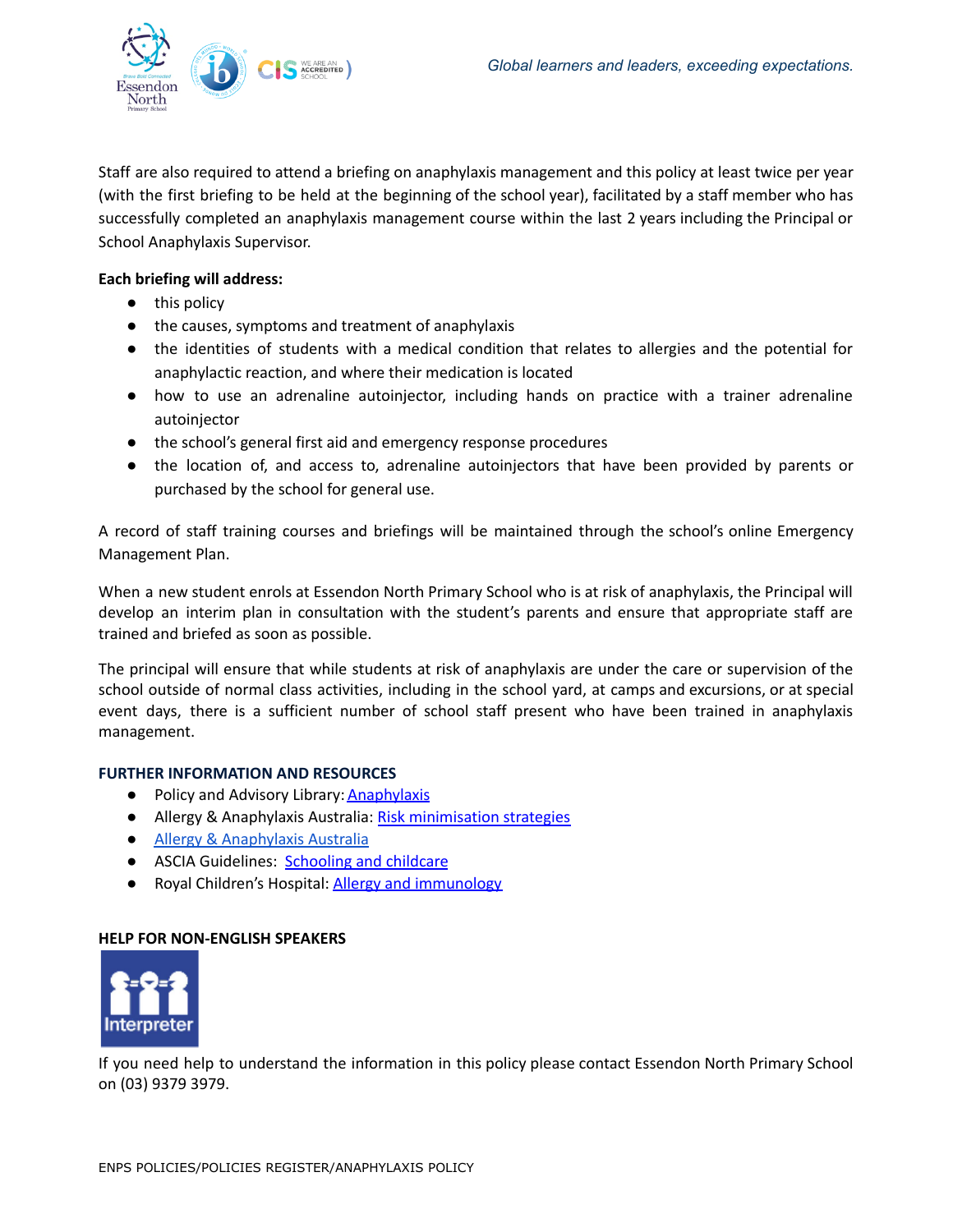Staff are also required to attend a briefing on anaphylaxis management and this policy at least twice per year (with the first briefing to be held at the beginning of the school year), facilitated by a staff member who has successfully completed an anaphylaxis management course within the last 2 years including the Principal or School Anaphylaxis Supervisor.

**Each briefing will address:**

- this policy
- the causes, symptoms and treatment of anaphylaxis
- the identities of students with a medical condition that relates to allergies and the potential for anaphylactic reaction, and where their medication is located
- how to use an adrenaline autoinjector, including hands on practice with a trainer adrenaline autoinjector
- the school's general first aid and emergency response procedures
- the location of, and access to, adrenaline autoinjectors that have been provided by parents or purchased by the school for general use.

A record of staff training courses and briefings will be maintained through the school's online Emergency Management Plan.

When a new student enrols at Essendon North Primary School who is at risk of anaphylaxis, the Principal will develop an interim plan in consultation with the student's parents and ensure that appropriate staff are trained and briefed as soon as possible.

The principal will ensure that while students at risk of anaphylaxis are under the care or supervision of the school outside of normal class activities, including in the school yard, at camps and excursions, or at special event days, there is a sufficient number of school staff present who have been trained in anaphylaxis management.

## FURTHER INFORMATION AND RESOURCES

- Policy and Advisory Library: Anaphylaxis
- Allergy & Anaphylaxis Australia: Risk minimisation strategies
- Allergy & Anaphylaxis Australia
- ASCIA Guidelines: Schooling and childcare
- Royal Children's Hospital: Allergy and immunology

## HELP FOR NON-ENGLISH SPEAKERS

Interpreter

If you need help to understand the information in this policy please contact Essendon North Primary School on (03) 9379 3979.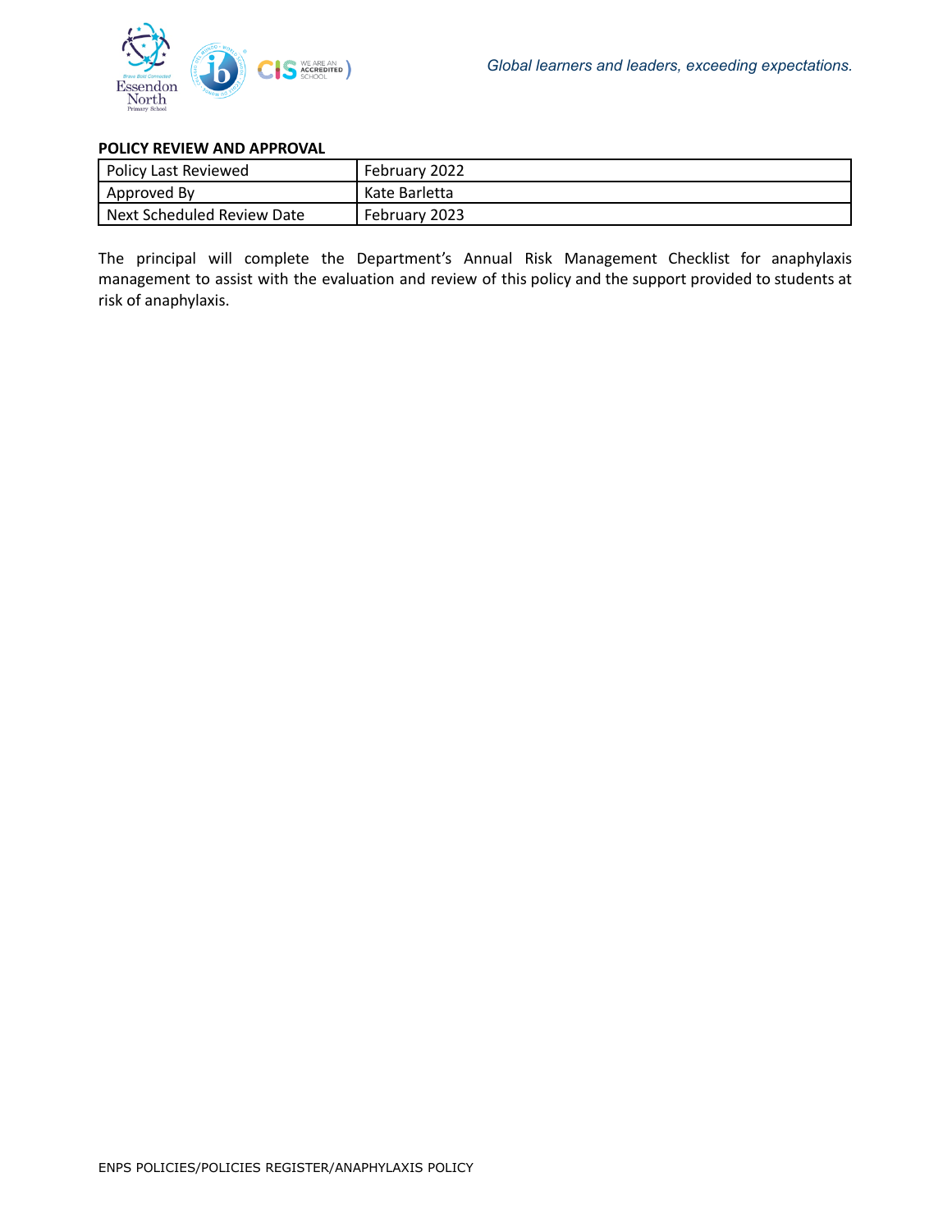**POLICY REVIEW AND APPROVAL**

| | |
|---|---|
| Policy Last Reviewed | February 2022 |
| Approved By | Kate Barletta |
| Next Scheduled Review Date | February 2023 |

The principal will complete the Department's Annual Risk Management Checklist for anaphylaxis management to assist with the evaluation and review of this policy and the support provided to students at risk of anaphylaxis.